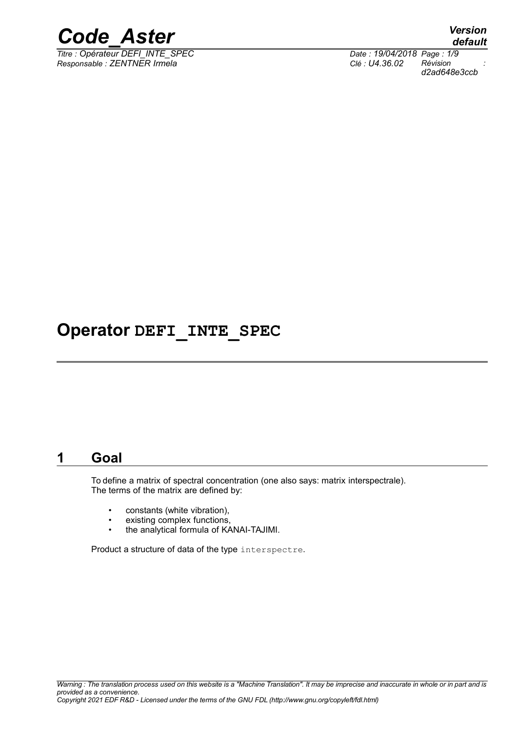# Operator DEFI_INTE_SPEC

## 1 Goal

To define a matrix of spectral concentration (one also says: matrix interspectrale). The terms of the matrix are defined by:

- constants (white vibration),
- existing complex functions,
- the analytical formula of KANAI-TAJIMI.

Product a structure of data of the type `interspectre`.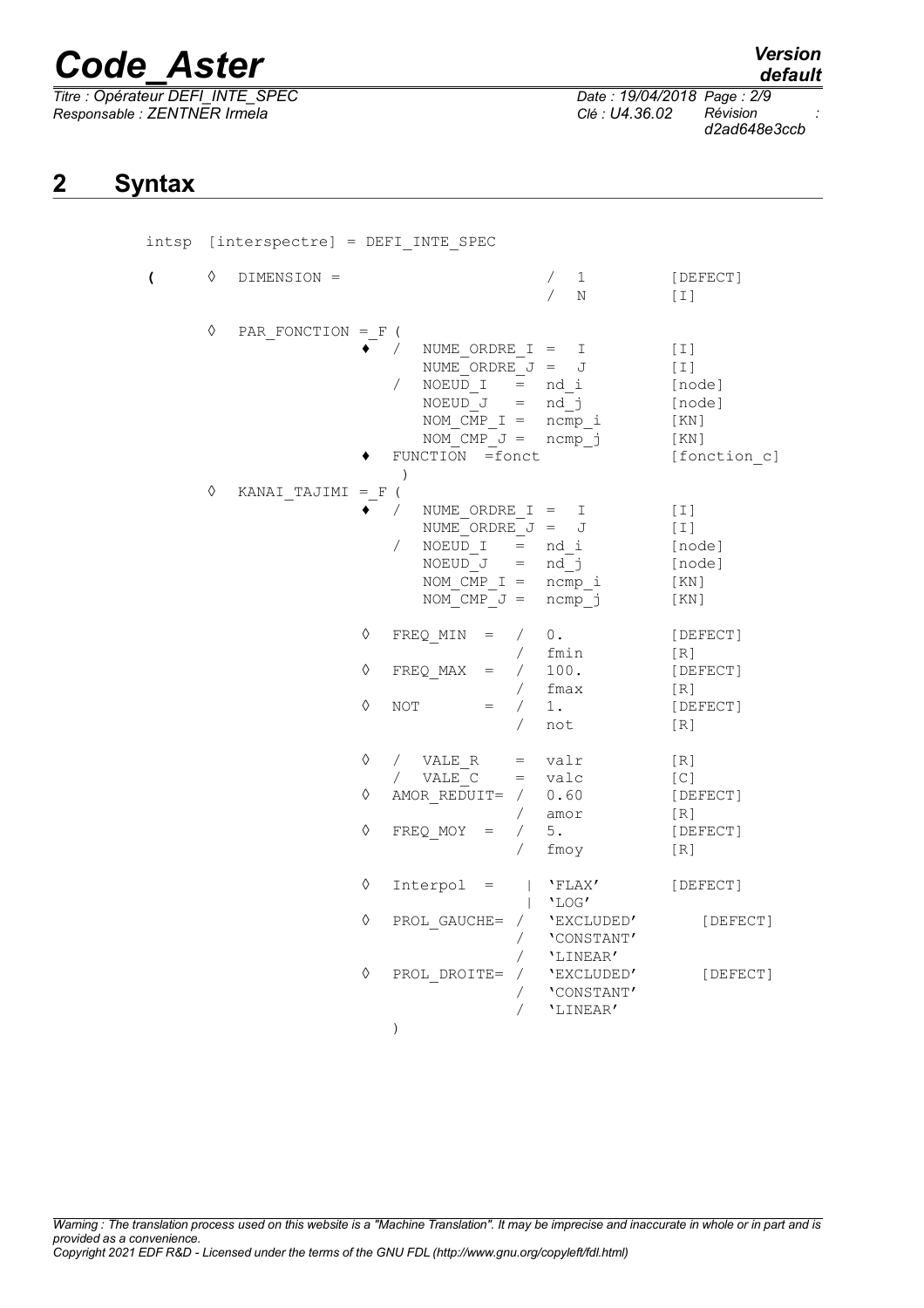## 2 Syntax

```
intsp  [interspectre] = DEFI_INTE_SPEC

(      ◊  DIMENSION =                          /  1           [DEFECT]
                                               /  N           [I]

       ◊  PAR_FONCTION =_F (
                          ♦  /  NUME_ORDRE_I =  I             [I]
                                NUME_ORDRE_J =  J             [I]
                             /  NOEUD_I   =  nd_i             [node]
                                NOEUD_J   =  nd_j             [node]
                                NOM_CMP_I =  ncmp_i           [KN]
                                NOM_CMP_J =  ncmp_j           [KN]
                          ♦  FUNCTION  =fonct                 [fonction_c]
                              )
       ◊  KANAI_TAJIMI =_F (
                          ♦  /  NUME_ORDRE_I =  I             [I]
                                NUME_ORDRE_J =  J             [I]
                             /  NOEUD_I   =  nd_i             [node]
                                NOEUD_J   =  nd_j             [node]
                                NOM_CMP_I =  ncmp_i           [KN]
                                NOM_CMP_J =  ncmp_j           [KN]

                          ◊  FREQ_MIN  =  /  0.               [DEFECT]
                                          /  fmin             [R]
                          ◊  FREQ_MAX  =  /  100.             [DEFECT]
                                          /  fmax             [R]
                          ◊  NOT       =  /  1.               [DEFECT]
                                          /  not              [R]

                          ◊  /  VALE_R    =  valr             [R]
                             /  VALE_C    =  valc             [C]
                          ◊  AMOR_REDUIT= /  0.60             [DEFECT]
                                          /  amor             [R]
                          ◊  FREQ_MOY  =  /  5.               [DEFECT]
                                          /  fmoy             [R]

                          ◊  Interpol  =    |  'FLAX'         [DEFECT]
                                            |  'LOG'
                          ◊  PROL_GAUCHE= /  'EXCLUDED'       [DEFECT]
                                          /  'CONSTANT'
                                          /  'LINEAR'
                          ◊  PROL_DROITE= /  'EXCLUDED'       [DEFECT]
                                          /  'CONSTANT'
                                          /  'LINEAR'
                             )
```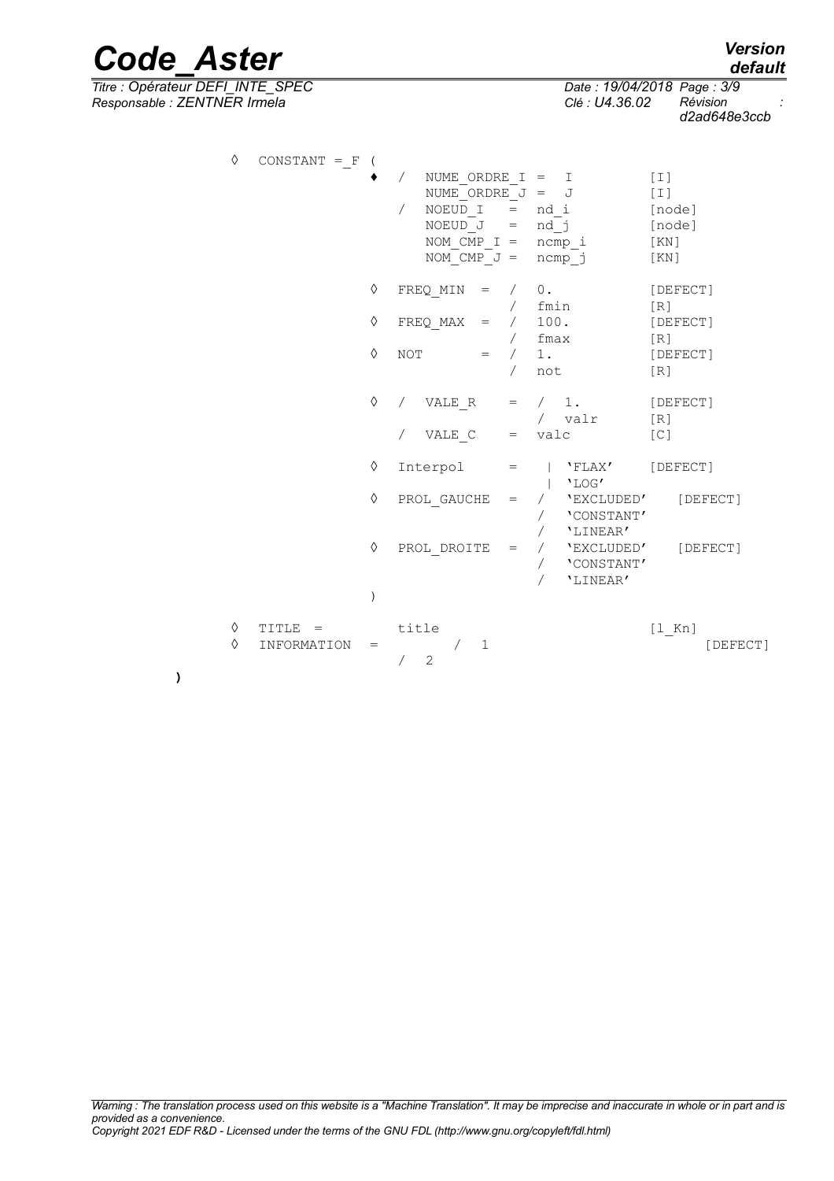```
◊   CONSTANT = _F (
                    ♦   /  NUME_ORDRE_I =  I           [I]
                           NUME_ORDRE_J =  J           [I]
                        /  NOEUD_I    =  nd_i          [node]
                           NOEUD_J    =  nd_j          [node]
                           NOM_CMP_I =  ncmp_i         [KN]
                           NOM_CMP_J =  ncmp_j         [KN]

                    ◊   FREQ_MIN  =  /  0.             [DEFECT]
                                     /  fmin           [R]
                    ◊   FREQ_MAX  =  /  100.           [DEFECT]
                                     /  fmax           [R]
                    ◊   NOT       =  /  1.             [DEFECT]
                                     /  not            [R]

                    ◊   /  VALE_R   =  /  1.           [DEFECT]
                                       /  valr         [R]
                        /  VALE_C   =  valc            [C]

                    ◊   Interpol    =   |  'FLAX'      [DEFECT]
                                        |  'LOG'
                    ◊   PROL_GAUCHE  =  /  'EXCLUDED'    [DEFECT]
                                        /  'CONSTANT'
                                        /  'LINEAR'
                    ◊   PROL_DROITE  =  /  'EXCLUDED'    [DEFECT]
                                        /  'CONSTANT'
                                        /  'LINEAR'
                    )

◊   TITLE  =           title                            [l_Kn]
◊   INFORMATION  =          /  1                              [DEFECT]
                       /  2
)
```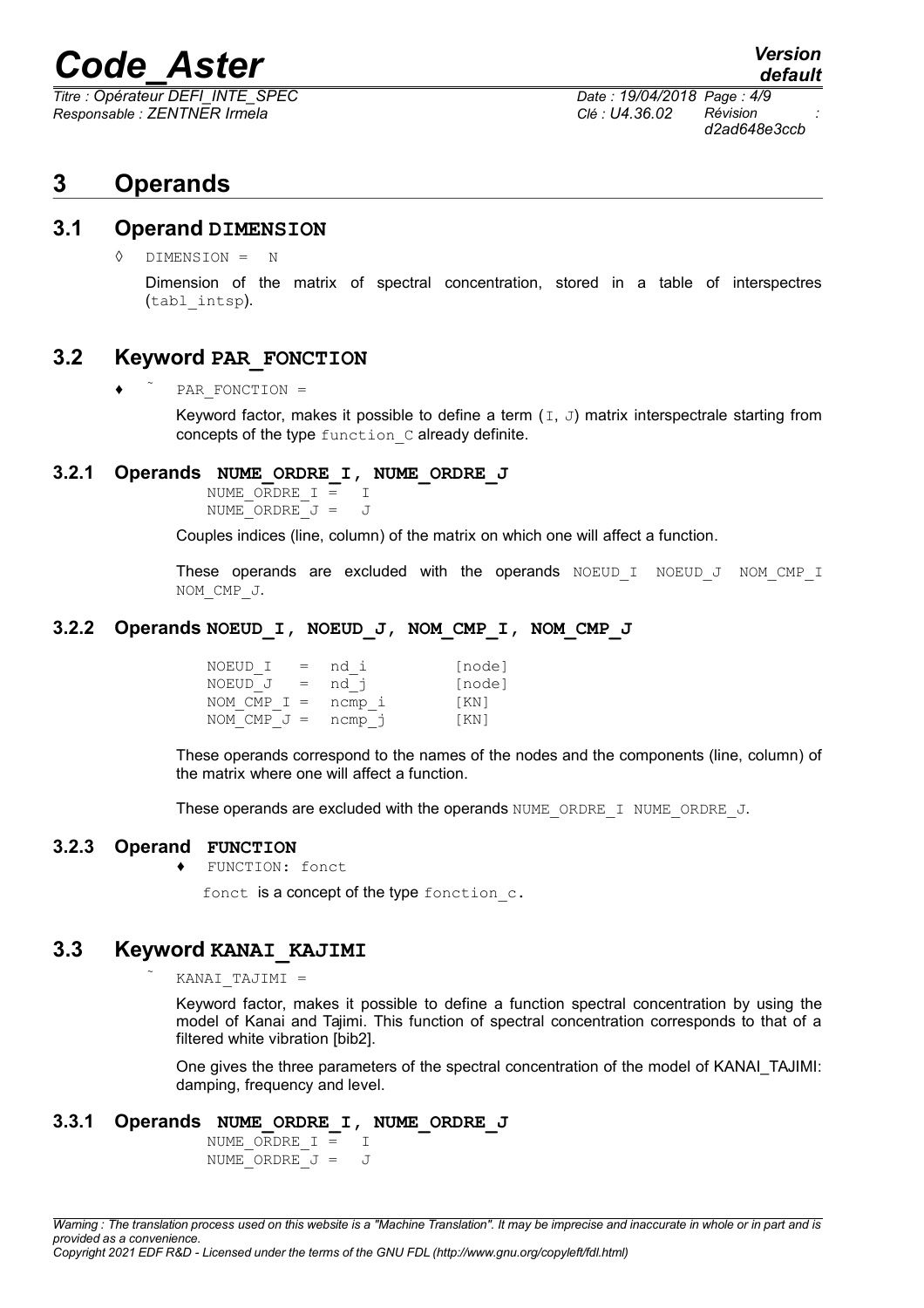# 3 Operands

## 3.1 Operand DIMENSION

◊ DIMENSION = N

Dimension of the matrix of spectral concentration, stored in a table of interspectres (tabl_intsp).

## 3.2 Keyword PAR_FONCTION

♦ ˜ PAR_FONCTION =

Keyword factor, makes it possible to define a term (I, J) matrix interspectrale starting from concepts of the type function_C already definite.

### 3.2.1 Operands NUME_ORDRE_I, NUME_ORDRE_J

```
NUME_ORDRE_I =   I
NUME_ORDRE_J =   J
```

Couples indices (line, column) of the matrix on which one will affect a function.

These operands are excluded with the operands NOEUD_I NOEUD_J NOM_CMP_I NOM_CMP_J.

### 3.2.2 Operands NOEUD_I, NOEUD_J, NOM_CMP_I, NOM_CMP_J

```
NOEUD_I   =  nd_i        [node]
NOEUD_J   =  nd_j        [node]
NOM_CMP_I =  ncmp_i      [KN]
NOM_CMP_J =  ncmp_j      [KN]
```

These operands correspond to the names of the nodes and the components (line, column) of the matrix where one will affect a function.

These operands are excluded with the operands NUME_ORDRE_I NUME_ORDRE_J.

### 3.2.3 Operand FUNCTION

♦ FUNCTION: fonct

fonct is a concept of the type fonction_c.

## 3.3 Keyword KANAI_KAJIMI

˜ KANAI_TAJIMI =

Keyword factor, makes it possible to define a function spectral concentration by using the model of Kanai and Tajimi. This function of spectral concentration corresponds to that of a filtered white vibration [bib2].

One gives the three parameters of the spectral concentration of the model of KANAI_TAJIMI: damping, frequency and level.

### 3.3.1 Operands NUME_ORDRE_I, NUME_ORDRE_J

```
NUME_ORDRE_I =   I
NUME_ORDRE_J =   J
```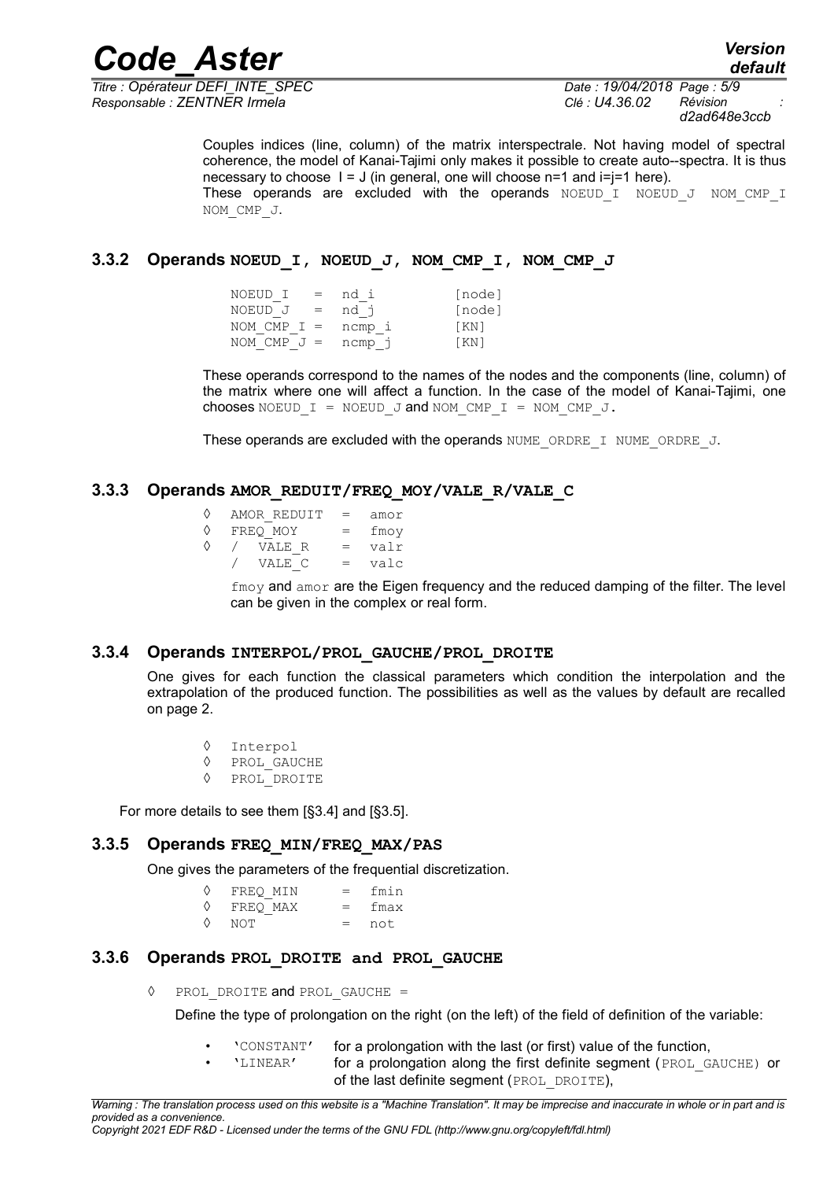Couples indices (line, column) of the matrix interspectrale. Not having model of spectral coherence, the model of Kanai-Tajimi only makes it possible to create auto--spectra. It is thus necessary to choose I = J (in general, one will choose n=1 and i=j=1 here).
These operands are excluded with the operands NOEUD_I NOEUD_J NOM_CMP_I NOM_CMP_J.

### 3.3.2 Operands NOEUD_I, NOEUD_J, NOM_CMP_I, NOM_CMP_J

```
NOEUD_I   =  nd_i        [node]
NOEUD_J   =  nd_j        [node]
NOM_CMP_I =  ncmp_i      [KN]
NOM_CMP_J =  ncmp_j      [KN]
```

These operands correspond to the names of the nodes and the components (line, column) of the matrix where one will affect a function. In the case of the model of Kanai-Tajimi, one chooses NOEUD_I = NOEUD_J and NOM_CMP_I = NOM_CMP_J.

These operands are excluded with the operands NUME_ORDRE_I NUME_ORDRE_J.

### 3.3.3 Operands AMOR_REDUIT/FREQ_MOY/VALE_R/VALE_C

```
◊  AMOR_REDUIT  =  amor
◊  FREQ_MOY     =  fmoy
◊  /  VALE_R    =  valr
   /  VALE_C    =  valc
```

fmoy and amor are the Eigen frequency and the reduced damping of the filter. The level can be given in the complex or real form.

### 3.3.4 Operands INTERPOL/PROL_GAUCHE/PROL_DROITE

One gives for each function the classical parameters which condition the interpolation and the extrapolation of the produced function. The possibilities as well as the values by default are recalled on page 2.

```
◊  Interpol
◊  PROL_GAUCHE
◊  PROL_DROITE
```

For more details to see them [§3.4] and [§3.5].

### 3.3.5 Operands FREQ_MIN/FREQ_MAX/PAS

One gives the parameters of the frequential discretization.

```
◊  FREQ_MIN   =  fmin
◊  FREQ_MAX   =  fmax
◊  NOT        =  not
```

### 3.3.6 Operands PROL_DROITE and PROL_GAUCHE

◊ PROL_DROITE and PROL_GAUCHE =

Define the type of prolongation on the right (on the left) of the field of definition of the variable:

- 'CONSTANT' for a prolongation with the last (or first) value of the function,
- 'LINEAR' for a prolongation along the first definite segment (PROL_GAUCHE) or of the last definite segment (PROL_DROITE),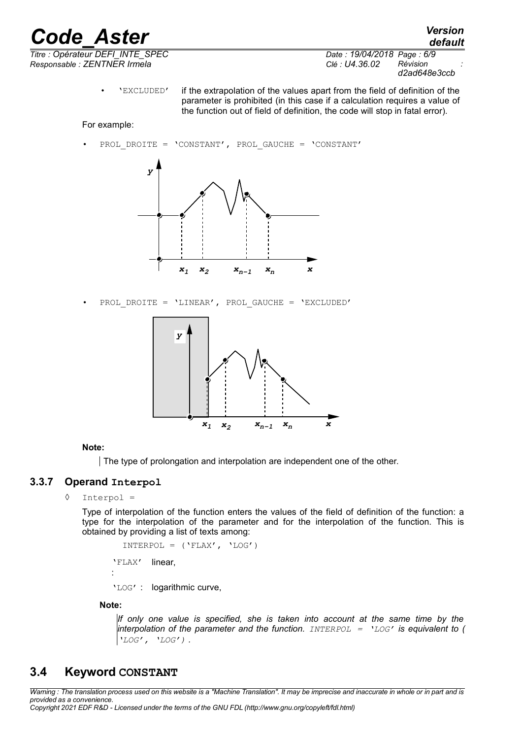- 'EXCLUDED' if the extrapolation of the values apart from the field of definition of the parameter is prohibited (in this case if a calculation requires a value of the function out of field of definition, the code will stop in fatal error).

For example:

- PROL_DROITE = 'CONSTANT', PROL_GAUCHE = 'CONSTANT'

- PROL_DROITE = 'LINEAR', PROL_GAUCHE = 'EXCLUDED'

**Note:**

The type of prolongation and interpolation are independent one of the other.

### 3.3.7 Operand Interpol

◊ Interpol =

Type of interpolation of the function enters the values of the field of definition of the function: a type for the interpolation of the parameter and for the interpolation of the function. This is obtained by providing a list of texts among:

```
INTERPOL = ('FLAX', 'LOG')
```

'FLAX' : linear,

'LOG' : logarithmic curve,

**Note:**

*If only one value is specified, she is taken into account at the same time by the interpolation of the parameter and the function. INTERPOL = 'LOG' is equivalent to ( 'LOG', 'LOG') .*

## 3.4 Keyword CONSTANT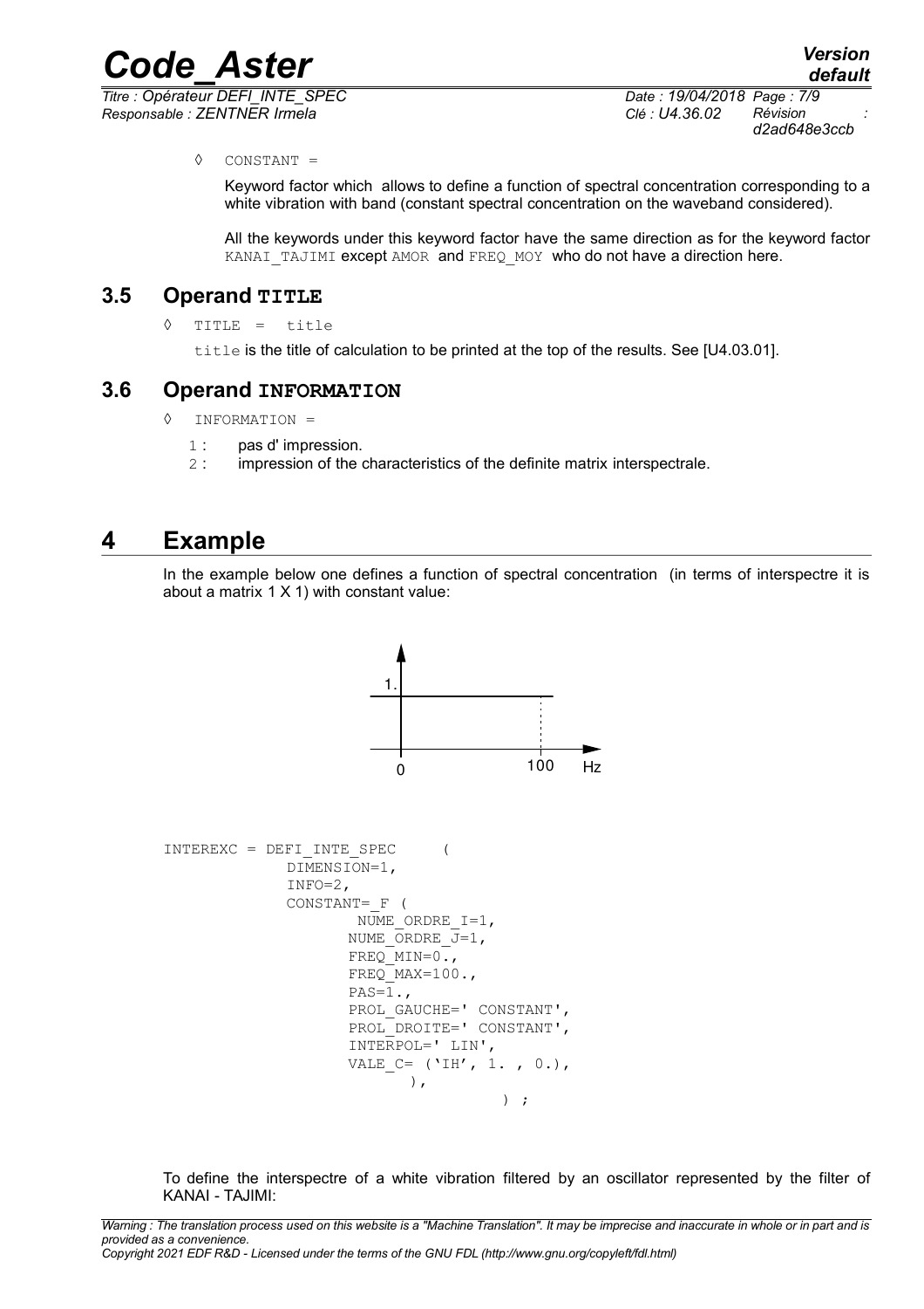◊ CONSTANT =

Keyword factor which allows to define a function of spectral concentration corresponding to a white vibration with band (constant spectral concentration on the waveband considered).

All the keywords under this keyword factor have the same direction as for the keyword factor KANAI_TAJIMI except AMOR and FREQ_MOY who do not have a direction here.

## 3.5 Operand TITLE

◊ TITLE = title

title is the title of calculation to be printed at the top of the results. See [U4.03.01].

## 3.6 Operand INFORMATION

◊ INFORMATION =

1 : pas d' impression.
2 : impression of the characteristics of the definite matrix interspectrale.

# 4 Example

In the example below one defines a function of spectral concentration (in terms of interspectre it is about a matrix 1 X 1) with constant value:

```
INTEREXC = DEFI_INTE_SPEC     (
             DIMENSION=1,
             INFO=2,
             CONSTANT=_F (
                    NUME_ORDRE_I=1,
                    NUME_ORDRE_J=1,
                    FREQ_MIN=0.,
                    FREQ_MAX=100.,
                    PAS=1.,
                    PROL_GAUCHE=' CONSTANT',
                    PROL_DROITE=' CONSTANT',
                    INTERPOL=' LIN',
                    VALE_C= ('IH', 1. , 0.),
                          ),
                                    ) ;
```

To define the interspectre of a white vibration filtered by an oscillator represented by the filter of KANAI - TAJIMI: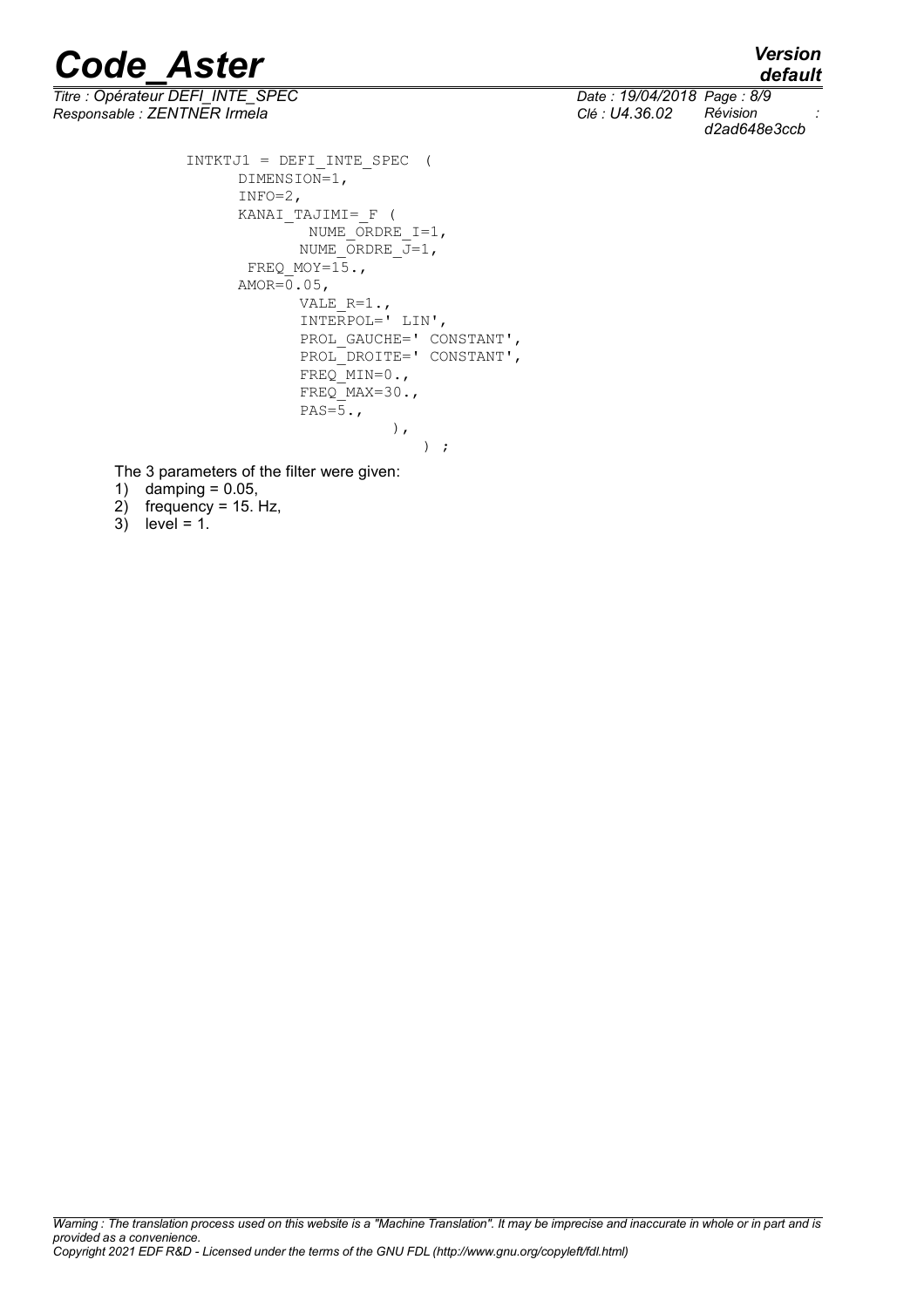```
INTKTJ1 = DEFI_INTE_SPEC  (
      DIMENSION=1,
      INFO=2,
      KANAI_TAJIMI=_F (
              NUME_ORDRE_I=1,
             NUME_ORDRE_J=1,
       FREQ_MOY=15.,
      AMOR=0.05,
             VALE_R=1.,
             INTERPOL=' LIN',
             PROL_GAUCHE=' CONSTANT',
             PROL_DROITE=' CONSTANT',
             FREQ_MIN=0.,
             FREQ_MAX=30.,
             PAS=5.,
                        ),
                            ) ;
```

The 3 parameters of the filter were given:

1) damping = 0.05,
2) frequency = 15. Hz,
3) level = 1.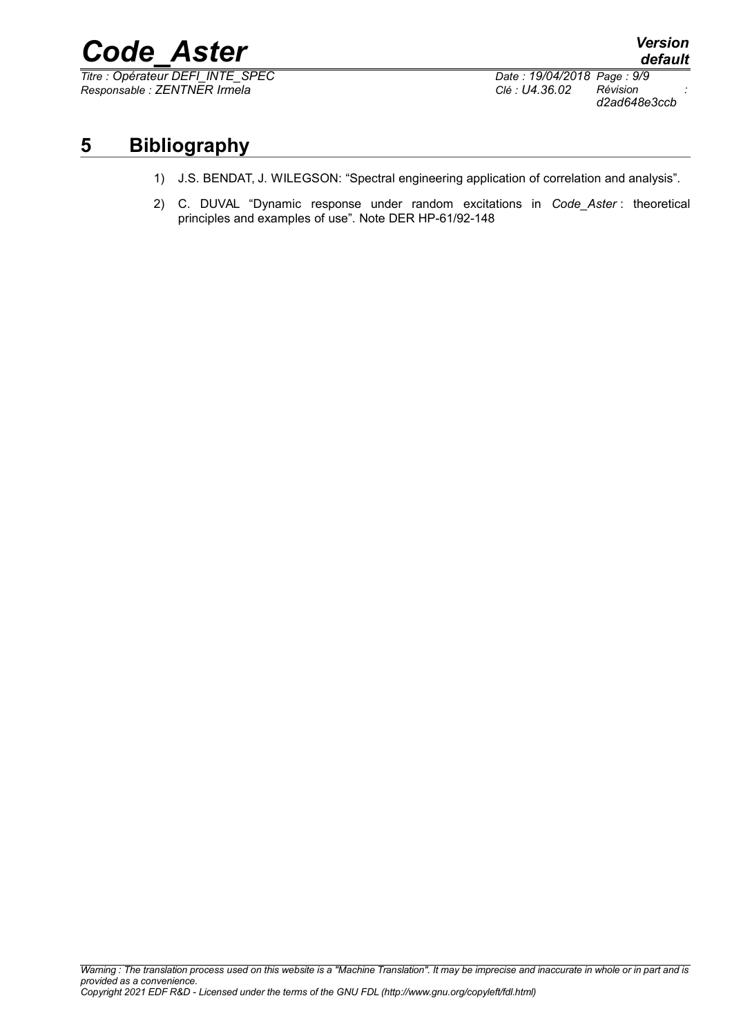# 5 Bibliography

1) J.S. BENDAT, J. WILEGSON: “Spectral engineering application of correlation and analysis”.

2) C. DUVAL “Dynamic response under random excitations in *Code_Aster* : theoretical principles and examples of use”. Note DER HP-61/92-148